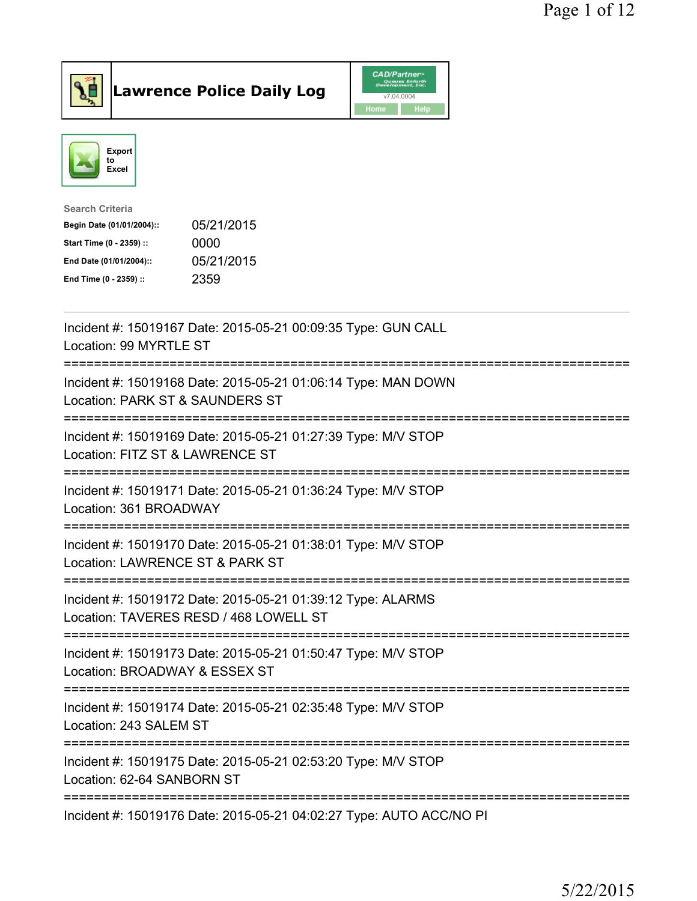# Lawrence Police Daily Log

CAD/Partner v7.04.0004 Home Help

Export to Excel

**Search Criteria**

| | |
|---|---|
| **Begin Date (01/01/2004)::** | 05/21/2015 |
| **Start Time (0 - 2359) ::** | 0000 |
| **End Date (01/01/2004)::** | 05/21/2015 |
| **End Time (0 - 2359) ::** | 2359 |

---

Incident #: 15019167 Date: 2015-05-21 00:09:35 Type: GUN CALL
Location: 99 MYRTLE ST

===========================================================================

Incident #: 15019168 Date: 2015-05-21 01:06:14 Type: MAN DOWN
Location: PARK ST & SAUNDERS ST

===========================================================================

Incident #: 15019169 Date: 2015-05-21 01:27:39 Type: M/V STOP
Location: FITZ ST & LAWRENCE ST

===========================================================================

Incident #: 15019171 Date: 2015-05-21 01:36:24 Type: M/V STOP
Location: 361 BROADWAY

===========================================================================

Incident #: 15019170 Date: 2015-05-21 01:38:01 Type: M/V STOP
Location: LAWRENCE ST & PARK ST

===========================================================================

Incident #: 15019172 Date: 2015-05-21 01:39:12 Type: ALARMS
Location: TAVERES RESD / 468 LOWELL ST

===========================================================================

Incident #: 15019173 Date: 2015-05-21 01:50:47 Type: M/V STOP
Location: BROADWAY & ESSEX ST

===========================================================================

Incident #: 15019174 Date: 2015-05-21 02:35:48 Type: M/V STOP
Location: 243 SALEM ST

===========================================================================

Incident #: 15019175 Date: 2015-05-21 02:53:20 Type: M/V STOP
Location: 62-64 SANBORN ST

===========================================================================

Incident #: 15019176 Date: 2015-05-21 04:02:27 Type: AUTO ACC/NO PI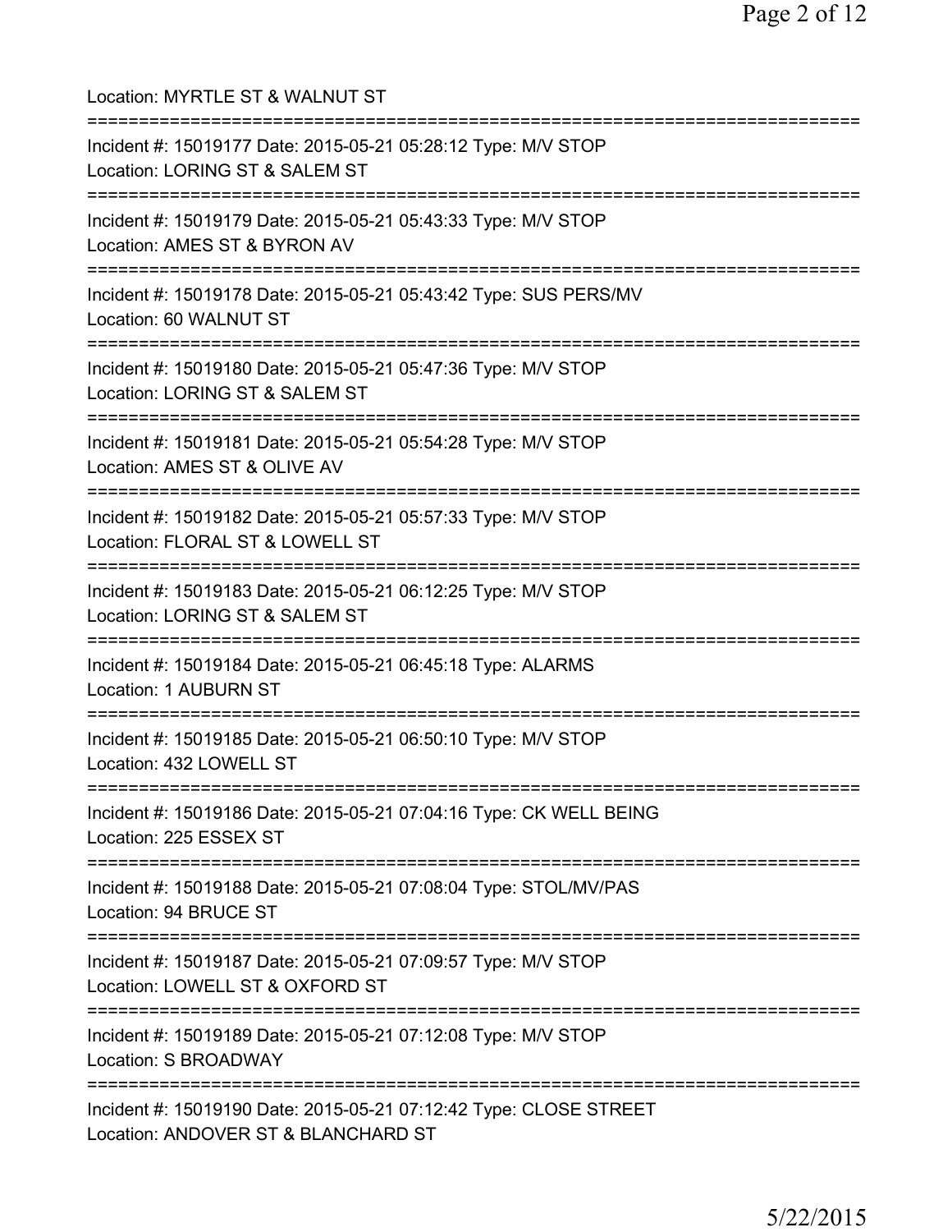Location: MYRTLE ST & WALNUT ST

===========================================================================

Incident #: 15019177 Date: 2015-05-21 05:28:12 Type: M/V STOP

Location: LORING ST & SALEM ST

===========================================================================

Incident #: 15019179 Date: 2015-05-21 05:43:33 Type: M/V STOP

Location: AMES ST & BYRON AV

===========================================================================

Incident #: 15019178 Date: 2015-05-21 05:43:42 Type: SUS PERS/MV

Location: 60 WALNUT ST

===========================================================================

Incident #: 15019180 Date: 2015-05-21 05:47:36 Type: M/V STOP

Location: LORING ST & SALEM ST

===========================================================================

Incident #: 15019181 Date: 2015-05-21 05:54:28 Type: M/V STOP

Location: AMES ST & OLIVE AV

===========================================================================

Incident #: 15019182 Date: 2015-05-21 05:57:33 Type: M/V STOP

Location: FLORAL ST & LOWELL ST

===========================================================================

Incident #: 15019183 Date: 2015-05-21 06:12:25 Type: M/V STOP

Location: LORING ST & SALEM ST

===========================================================================

Incident #: 15019184 Date: 2015-05-21 06:45:18 Type: ALARMS

Location: 1 AUBURN ST

===========================================================================

Incident #: 15019185 Date: 2015-05-21 06:50:10 Type: M/V STOP

Location: 432 LOWELL ST

===========================================================================

Incident #: 15019186 Date: 2015-05-21 07:04:16 Type: CK WELL BEING

Location: 225 ESSEX ST

===========================================================================

Incident #: 15019188 Date: 2015-05-21 07:08:04 Type: STOL/MV/PAS

Location: 94 BRUCE ST

===========================================================================

Incident #: 15019187 Date: 2015-05-21 07:09:57 Type: M/V STOP

Location: LOWELL ST & OXFORD ST

===========================================================================

Incident #: 15019189 Date: 2015-05-21 07:12:08 Type: M/V STOP

Location: S BROADWAY

===========================================================================

Incident #: 15019190 Date: 2015-05-21 07:12:42 Type: CLOSE STREET

Location: ANDOVER ST & BLANCHARD ST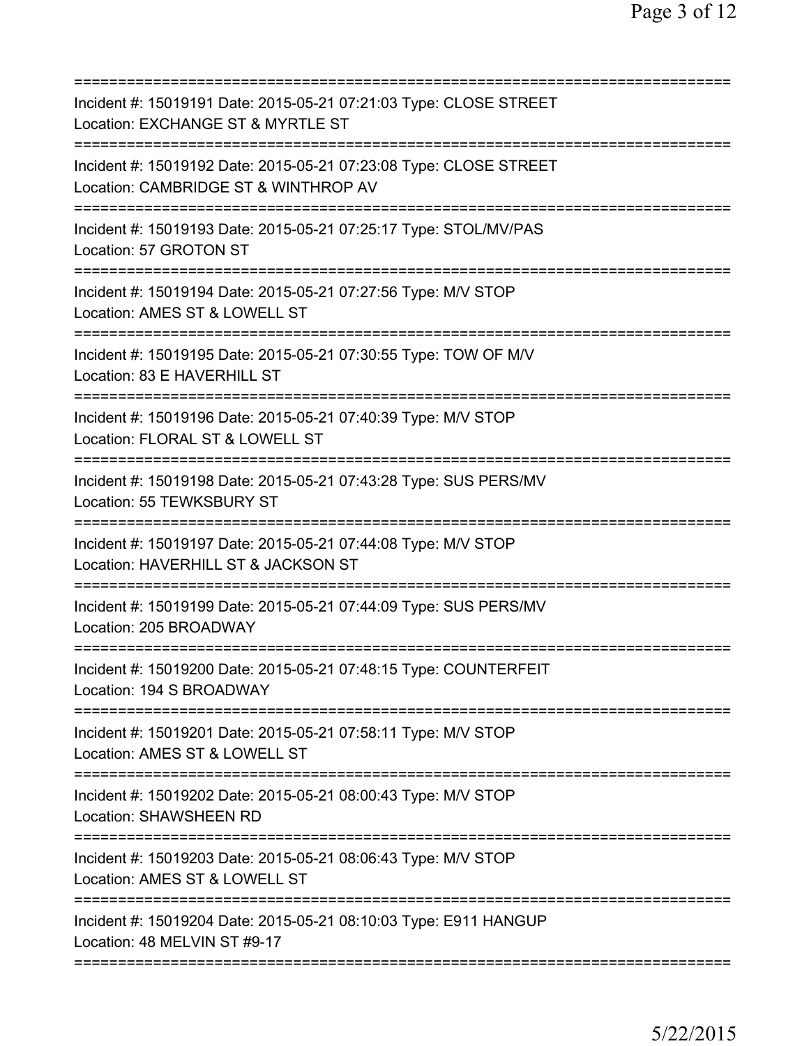===========================================================================
Incident #: 15019191 Date: 2015-05-21 07:21:03 Type: CLOSE STREET
Location: EXCHANGE ST & MYRTLE ST
===========================================================================
Incident #: 15019192 Date: 2015-05-21 07:23:08 Type: CLOSE STREET
Location: CAMBRIDGE ST & WINTHROP AV
===========================================================================
Incident #: 15019193 Date: 2015-05-21 07:25:17 Type: STOL/MV/PAS
Location: 57 GROTON ST
===========================================================================
Incident #: 15019194 Date: 2015-05-21 07:27:56 Type: M/V STOP
Location: AMES ST & LOWELL ST
===========================================================================
Incident #: 15019195 Date: 2015-05-21 07:30:55 Type: TOW OF M/V
Location: 83 E HAVERHILL ST
===========================================================================
Incident #: 15019196 Date: 2015-05-21 07:40:39 Type: M/V STOP
Location: FLORAL ST & LOWELL ST
===========================================================================
Incident #: 15019198 Date: 2015-05-21 07:43:28 Type: SUS PERS/MV
Location: 55 TEWKSBURY ST
===========================================================================
Incident #: 15019197 Date: 2015-05-21 07:44:08 Type: M/V STOP
Location: HAVERHILL ST & JACKSON ST
===========================================================================
Incident #: 15019199 Date: 2015-05-21 07:44:09 Type: SUS PERS/MV
Location: 205 BROADWAY
===========================================================================
Incident #: 15019200 Date: 2015-05-21 07:48:15 Type: COUNTERFEIT
Location: 194 S BROADWAY
===========================================================================
Incident #: 15019201 Date: 2015-05-21 07:58:11 Type: M/V STOP
Location: AMES ST & LOWELL ST
===========================================================================
Incident #: 15019202 Date: 2015-05-21 08:00:43 Type: M/V STOP
Location: SHAWSHEEN RD
===========================================================================
Incident #: 15019203 Date: 2015-05-21 08:06:43 Type: M/V STOP
Location: AMES ST & LOWELL ST
===========================================================================
Incident #: 15019204 Date: 2015-05-21 08:10:03 Type: E911 HANGUP
Location: 48 MELVIN ST #9-17
===========================================================================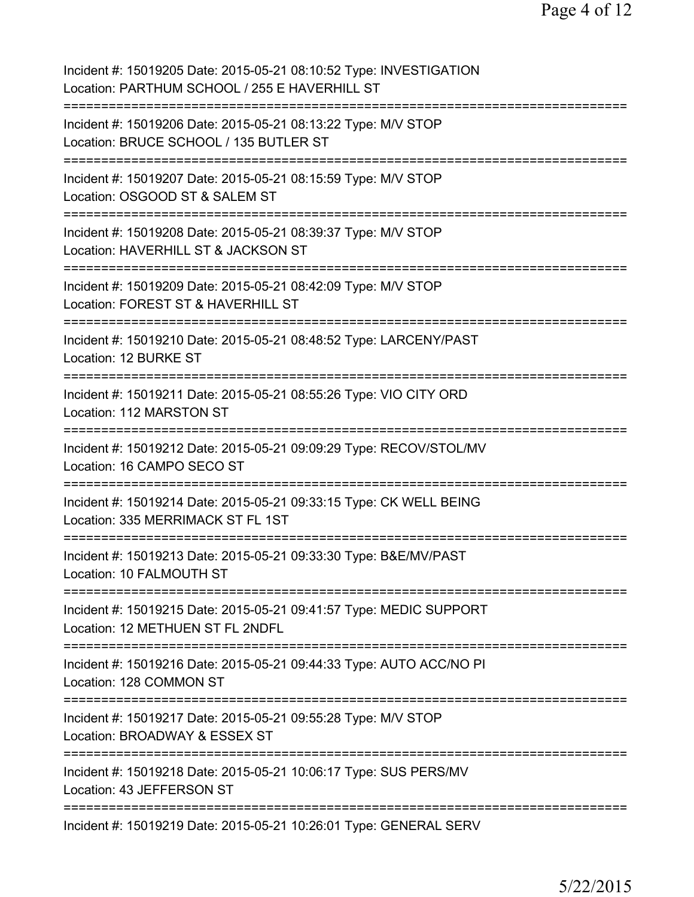Incident #: 15019205 Date: 2015-05-21 08:10:52 Type: INVESTIGATION
Location: PARTHUM SCHOOL / 255 E HAVERHILL ST
===========================================================================
Incident #: 15019206 Date: 2015-05-21 08:13:22 Type: M/V STOP
Location: BRUCE SCHOOL / 135 BUTLER ST
===========================================================================
Incident #: 15019207 Date: 2015-05-21 08:15:59 Type: M/V STOP
Location: OSGOOD ST & SALEM ST
===========================================================================
Incident #: 15019208 Date: 2015-05-21 08:39:37 Type: M/V STOP
Location: HAVERHILL ST & JACKSON ST
===========================================================================
Incident #: 15019209 Date: 2015-05-21 08:42:09 Type: M/V STOP
Location: FOREST ST & HAVERHILL ST
===========================================================================
Incident #: 15019210 Date: 2015-05-21 08:48:52 Type: LARCENY/PAST
Location: 12 BURKE ST
===========================================================================
Incident #: 15019211 Date: 2015-05-21 08:55:26 Type: VIO CITY ORD
Location: 112 MARSTON ST
===========================================================================
Incident #: 15019212 Date: 2015-05-21 09:09:29 Type: RECOV/STOL/MV
Location: 16 CAMPO SECO ST
===========================================================================
Incident #: 15019214 Date: 2015-05-21 09:33:15 Type: CK WELL BEING
Location: 335 MERRIMACK ST FL 1ST
===========================================================================
Incident #: 15019213 Date: 2015-05-21 09:33:30 Type: B&E/MV/PAST
Location: 10 FALMOUTH ST
===========================================================================
Incident #: 15019215 Date: 2015-05-21 09:41:57 Type: MEDIC SUPPORT
Location: 12 METHUEN ST FL 2NDFL
===========================================================================
Incident #: 15019216 Date: 2015-05-21 09:44:33 Type: AUTO ACC/NO PI
Location: 128 COMMON ST
===========================================================================
Incident #: 15019217 Date: 2015-05-21 09:55:28 Type: M/V STOP
Location: BROADWAY & ESSEX ST
===========================================================================
Incident #: 15019218 Date: 2015-05-21 10:06:17 Type: SUS PERS/MV
Location: 43 JEFFERSON ST
===========================================================================
Incident #: 15019219 Date: 2015-05-21 10:26:01 Type: GENERAL SERV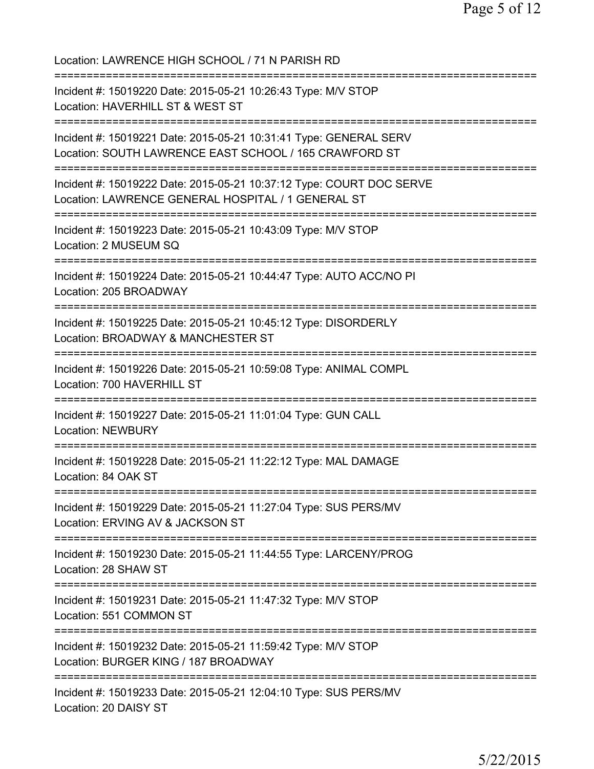Location: LAWRENCE HIGH SCHOOL / 71 N PARISH RD

===========================================================================

Incident #: 15019220 Date: 2015-05-21 10:26:43 Type: M/V STOP
Location: HAVERHILL ST & WEST ST

===========================================================================

Incident #: 15019221 Date: 2015-05-21 10:31:41 Type: GENERAL SERV
Location: SOUTH LAWRENCE EAST SCHOOL / 165 CRAWFORD ST

===========================================================================

Incident #: 15019222 Date: 2015-05-21 10:37:12 Type: COURT DOC SERVE
Location: LAWRENCE GENERAL HOSPITAL / 1 GENERAL ST

===========================================================================

Incident #: 15019223 Date: 2015-05-21 10:43:09 Type: M/V STOP
Location: 2 MUSEUM SQ

===========================================================================

Incident #: 15019224 Date: 2015-05-21 10:44:47 Type: AUTO ACC/NO PI
Location: 205 BROADWAY

===========================================================================

Incident #: 15019225 Date: 2015-05-21 10:45:12 Type: DISORDERLY
Location: BROADWAY & MANCHESTER ST

===========================================================================

Incident #: 15019226 Date: 2015-05-21 10:59:08 Type: ANIMAL COMPL
Location: 700 HAVERHILL ST

===========================================================================

Incident #: 15019227 Date: 2015-05-21 11:01:04 Type: GUN CALL
Location: NEWBURY

===========================================================================

Incident #: 15019228 Date: 2015-05-21 11:22:12 Type: MAL DAMAGE
Location: 84 OAK ST

===========================================================================

Incident #: 15019229 Date: 2015-05-21 11:27:04 Type: SUS PERS/MV
Location: ERVING AV & JACKSON ST

===========================================================================

Incident #: 15019230 Date: 2015-05-21 11:44:55 Type: LARCENY/PROG
Location: 28 SHAW ST

===========================================================================

Incident #: 15019231 Date: 2015-05-21 11:47:32 Type: M/V STOP
Location: 551 COMMON ST

===========================================================================

Incident #: 15019232 Date: 2015-05-21 11:59:42 Type: M/V STOP
Location: BURGER KING / 187 BROADWAY

===========================================================================

Incident #: 15019233 Date: 2015-05-21 12:04:10 Type: SUS PERS/MV
Location: 20 DAISY ST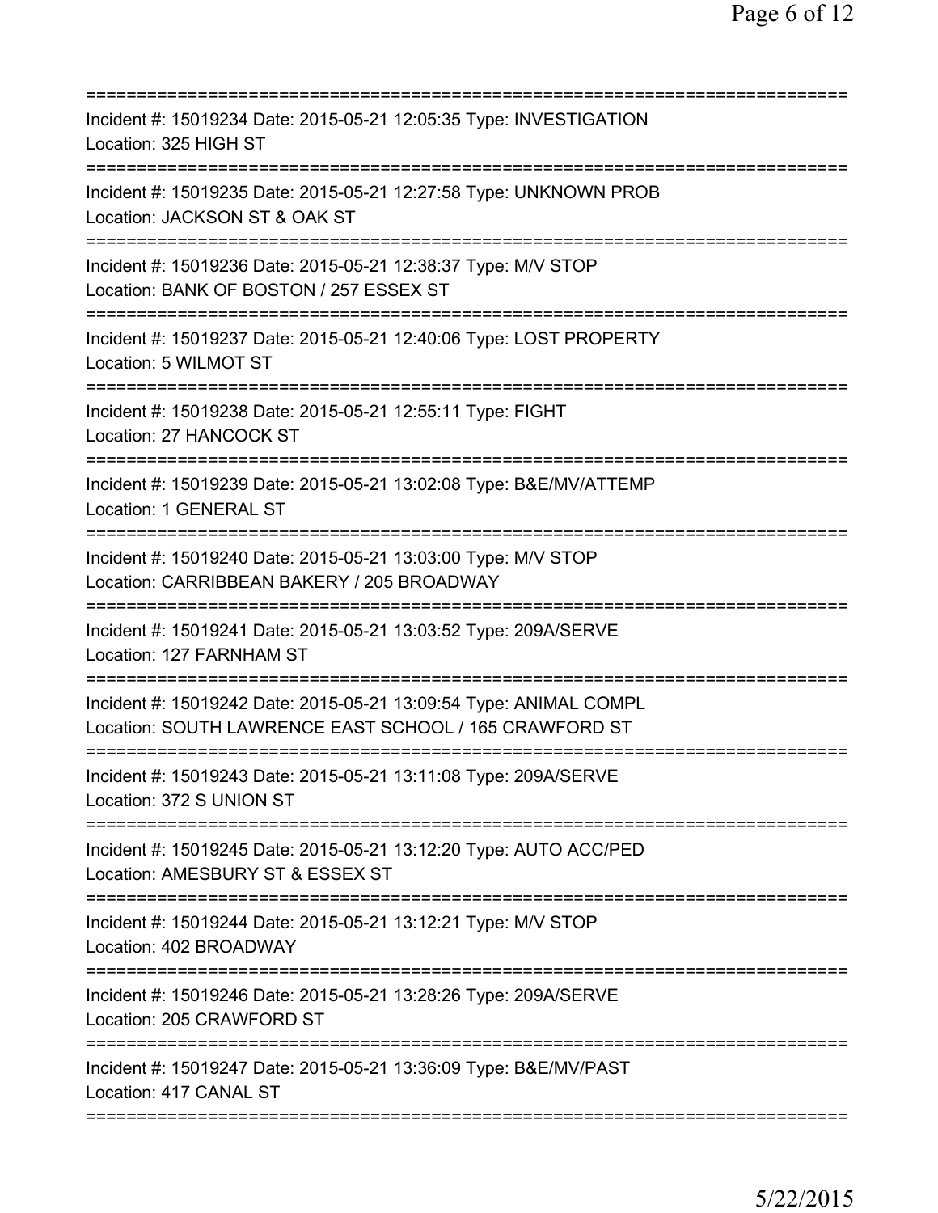Incident #: 15019234 Date: 2015-05-21 12:05:35 Type: INVESTIGATION
Location: 325 HIGH ST

---

Incident #: 15019235 Date: 2015-05-21 12:27:58 Type: UNKNOWN PROB
Location: JACKSON ST & OAK ST

---

Incident #: 15019236 Date: 2015-05-21 12:38:37 Type: M/V STOP
Location: BANK OF BOSTON / 257 ESSEX ST

---

Incident #: 15019237 Date: 2015-05-21 12:40:06 Type: LOST PROPERTY
Location: 5 WILMOT ST

---

Incident #: 15019238 Date: 2015-05-21 12:55:11 Type: FIGHT
Location: 27 HANCOCK ST

---

Incident #: 15019239 Date: 2015-05-21 13:02:08 Type: B&E/MV/ATTEMP
Location: 1 GENERAL ST

---

Incident #: 15019240 Date: 2015-05-21 13:03:00 Type: M/V STOP
Location: CARRIBBEAN BAKERY / 205 BROADWAY

---

Incident #: 15019241 Date: 2015-05-21 13:03:52 Type: 209A/SERVE
Location: 127 FARNHAM ST

---

Incident #: 15019242 Date: 2015-05-21 13:09:54 Type: ANIMAL COMPL
Location: SOUTH LAWRENCE EAST SCHOOL / 165 CRAWFORD ST

---

Incident #: 15019243 Date: 2015-05-21 13:11:08 Type: 209A/SERVE
Location: 372 S UNION ST

---

Incident #: 15019245 Date: 2015-05-21 13:12:20 Type: AUTO ACC/PED
Location: AMESBURY ST & ESSEX ST

---

Incident #: 15019244 Date: 2015-05-21 13:12:21 Type: M/V STOP
Location: 402 BROADWAY

---

Incident #: 15019246 Date: 2015-05-21 13:28:26 Type: 209A/SERVE
Location: 205 CRAWFORD ST

---

Incident #: 15019247 Date: 2015-05-21 13:36:09 Type: B&E/MV/PAST
Location: 417 CANAL ST

---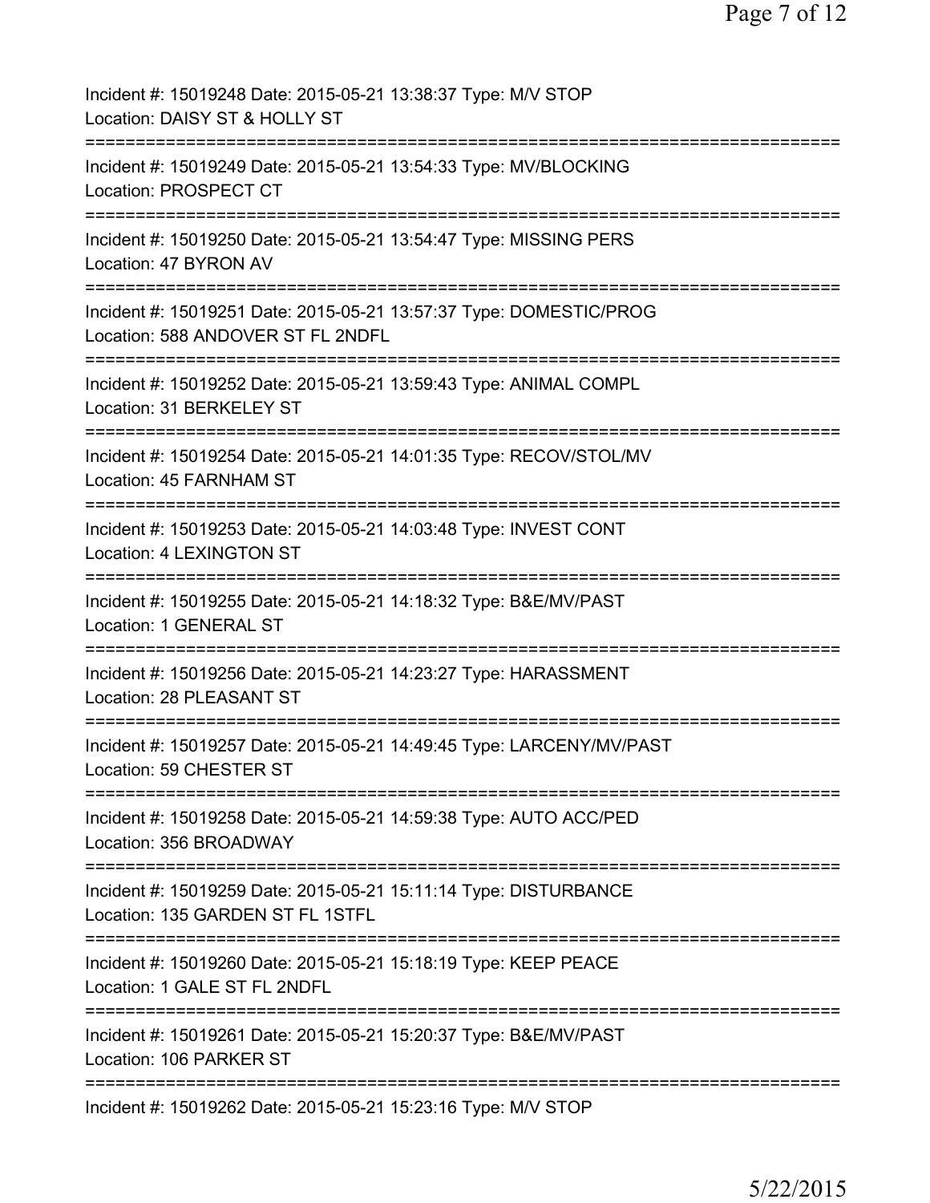Incident #: 15019248 Date: 2015-05-21 13:38:37 Type: M/V STOP
Location: DAISY ST & HOLLY ST

===========================================================================

Incident #: 15019249 Date: 2015-05-21 13:54:33 Type: MV/BLOCKING
Location: PROSPECT CT

===========================================================================

Incident #: 15019250 Date: 2015-05-21 13:54:47 Type: MISSING PERS
Location: 47 BYRON AV

===========================================================================

Incident #: 15019251 Date: 2015-05-21 13:57:37 Type: DOMESTIC/PROG
Location: 588 ANDOVER ST FL 2NDFL

===========================================================================

Incident #: 15019252 Date: 2015-05-21 13:59:43 Type: ANIMAL COMPL
Location: 31 BERKELEY ST

===========================================================================

Incident #: 15019254 Date: 2015-05-21 14:01:35 Type: RECOV/STOL/MV
Location: 45 FARNHAM ST

===========================================================================

Incident #: 15019253 Date: 2015-05-21 14:03:48 Type: INVEST CONT
Location: 4 LEXINGTON ST

===========================================================================

Incident #: 15019255 Date: 2015-05-21 14:18:32 Type: B&E/MV/PAST
Location: 1 GENERAL ST

===========================================================================

Incident #: 15019256 Date: 2015-05-21 14:23:27 Type: HARASSMENT
Location: 28 PLEASANT ST

===========================================================================

Incident #: 15019257 Date: 2015-05-21 14:49:45 Type: LARCENY/MV/PAST
Location: 59 CHESTER ST

===========================================================================

Incident #: 15019258 Date: 2015-05-21 14:59:38 Type: AUTO ACC/PED
Location: 356 BROADWAY

===========================================================================

Incident #: 15019259 Date: 2015-05-21 15:11:14 Type: DISTURBANCE
Location: 135 GARDEN ST FL 1STFL

===========================================================================

Incident #: 15019260 Date: 2015-05-21 15:18:19 Type: KEEP PEACE
Location: 1 GALE ST FL 2NDFL

===========================================================================

Incident #: 15019261 Date: 2015-05-21 15:20:37 Type: B&E/MV/PAST
Location: 106 PARKER ST

===========================================================================

Incident #: 15019262 Date: 2015-05-21 15:23:16 Type: M/V STOP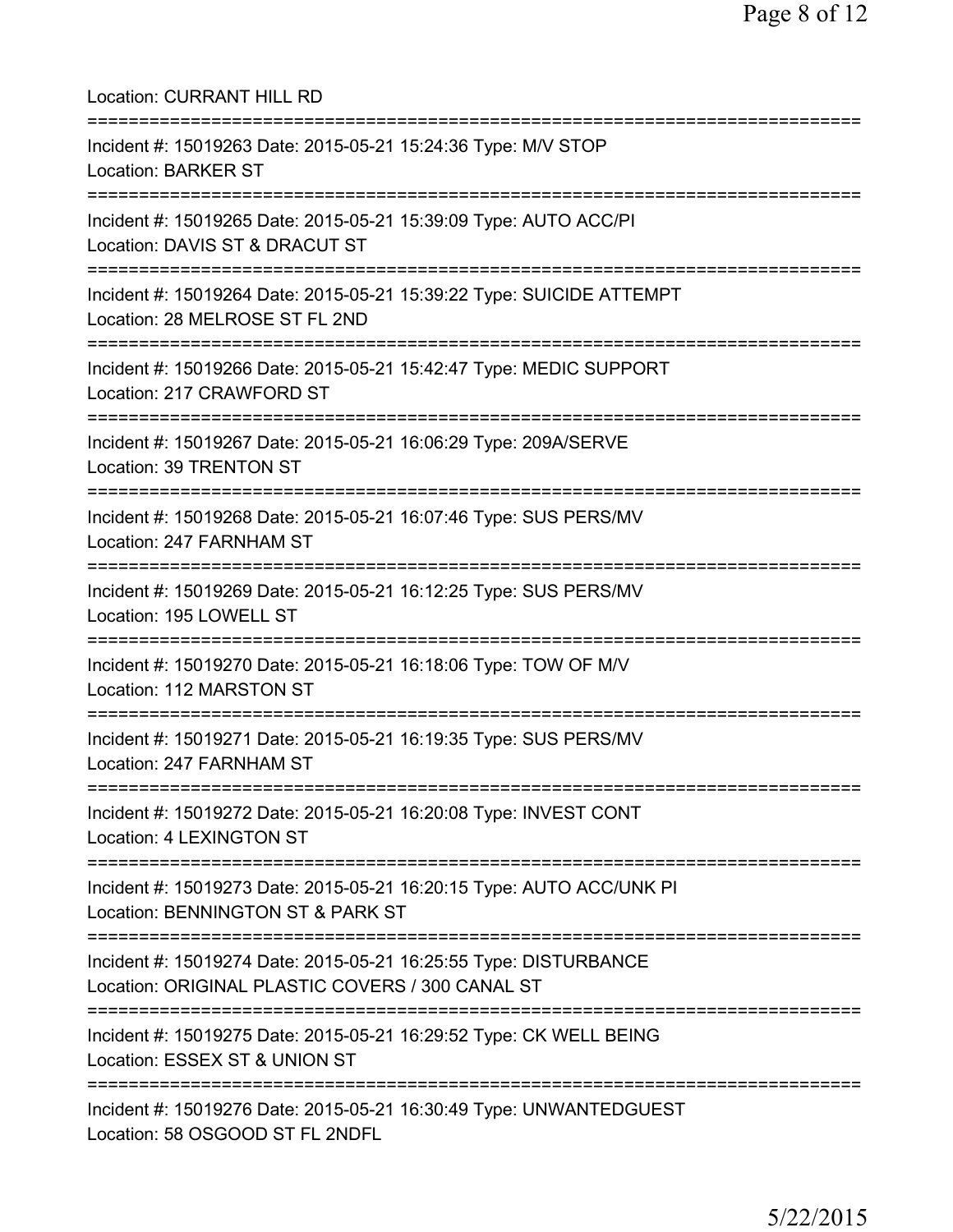Location: CURRANT HILL RD

===========================================================================

Incident #: 15019263 Date: 2015-05-21 15:24:36 Type: M/V STOP
Location: BARKER ST

===========================================================================

Incident #: 15019265 Date: 2015-05-21 15:39:09 Type: AUTO ACC/PI
Location: DAVIS ST & DRACUT ST

===========================================================================

Incident #: 15019264 Date: 2015-05-21 15:39:22 Type: SUICIDE ATTEMPT
Location: 28 MELROSE ST FL 2ND

===========================================================================

Incident #: 15019266 Date: 2015-05-21 15:42:47 Type: MEDIC SUPPORT
Location: 217 CRAWFORD ST

===========================================================================

Incident #: 15019267 Date: 2015-05-21 16:06:29 Type: 209A/SERVE
Location: 39 TRENTON ST

===========================================================================

Incident #: 15019268 Date: 2015-05-21 16:07:46 Type: SUS PERS/MV
Location: 247 FARNHAM ST

===========================================================================

Incident #: 15019269 Date: 2015-05-21 16:12:25 Type: SUS PERS/MV
Location: 195 LOWELL ST

===========================================================================

Incident #: 15019270 Date: 2015-05-21 16:18:06 Type: TOW OF M/V
Location: 112 MARSTON ST

===========================================================================

Incident #: 15019271 Date: 2015-05-21 16:19:35 Type: SUS PERS/MV
Location: 247 FARNHAM ST

===========================================================================

Incident #: 15019272 Date: 2015-05-21 16:20:08 Type: INVEST CONT
Location: 4 LEXINGTON ST

===========================================================================

Incident #: 15019273 Date: 2015-05-21 16:20:15 Type: AUTO ACC/UNK PI
Location: BENNINGTON ST & PARK ST

===========================================================================

Incident #: 15019274 Date: 2015-05-21 16:25:55 Type: DISTURBANCE
Location: ORIGINAL PLASTIC COVERS / 300 CANAL ST

===========================================================================

Incident #: 15019275 Date: 2015-05-21 16:29:52 Type: CK WELL BEING
Location: ESSEX ST & UNION ST

===========================================================================

Incident #: 15019276 Date: 2015-05-21 16:30:49 Type: UNWANTEDGUEST
Location: 58 OSGOOD ST FL 2NDFL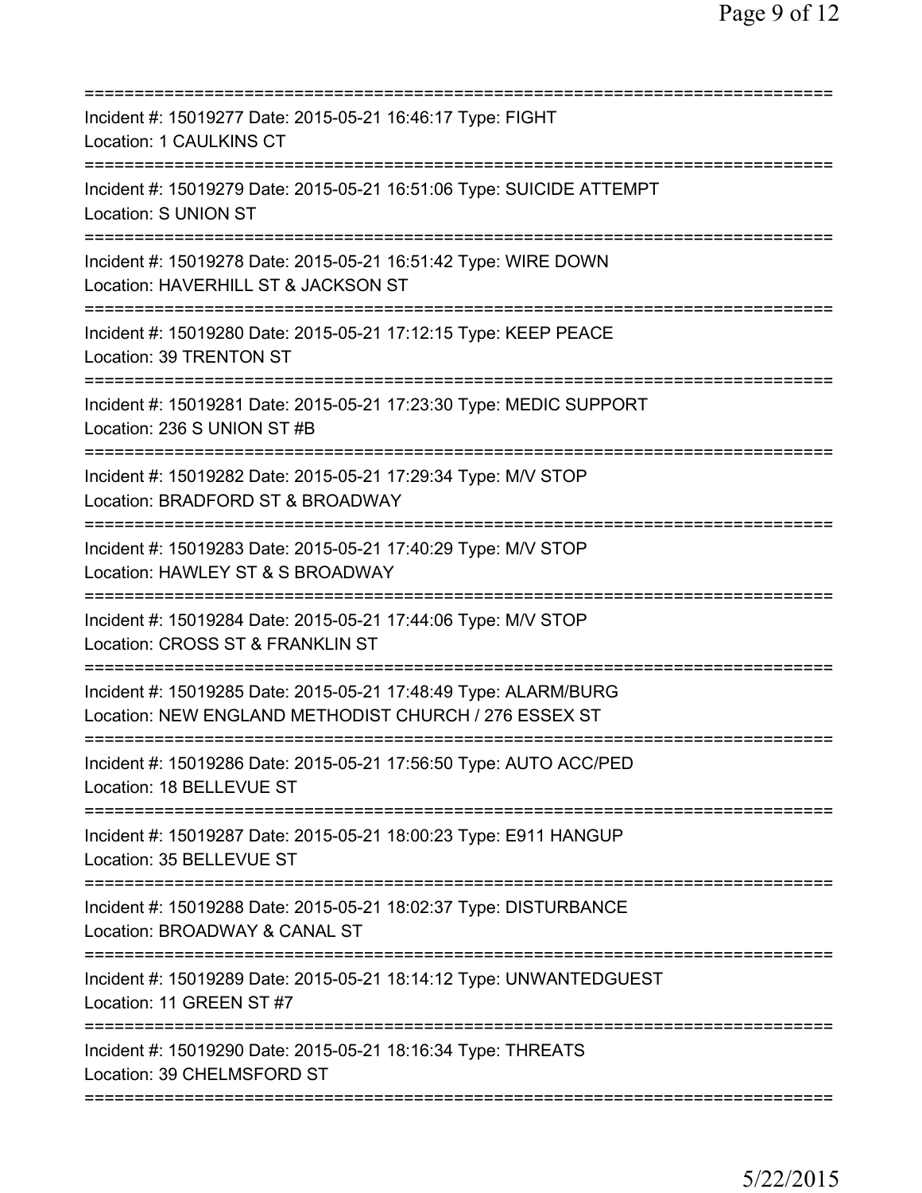==============================================================================
Incident #: 15019277 Date: 2015-05-21 16:46:17 Type: FIGHT
Location: 1 CAULKINS CT
==============================================================================
Incident #: 15019279 Date: 2015-05-21 16:51:06 Type: SUICIDE ATTEMPT
Location: S UNION ST
==============================================================================
Incident #: 15019278 Date: 2015-05-21 16:51:42 Type: WIRE DOWN
Location: HAVERHILL ST & JACKSON ST
==============================================================================
Incident #: 15019280 Date: 2015-05-21 17:12:15 Type: KEEP PEACE
Location: 39 TRENTON ST
==============================================================================
Incident #: 15019281 Date: 2015-05-21 17:23:30 Type: MEDIC SUPPORT
Location: 236 S UNION ST #B
==============================================================================
Incident #: 15019282 Date: 2015-05-21 17:29:34 Type: M/V STOP
Location: BRADFORD ST & BROADWAY
==============================================================================
Incident #: 15019283 Date: 2015-05-21 17:40:29 Type: M/V STOP
Location: HAWLEY ST & S BROADWAY
==============================================================================
Incident #: 15019284 Date: 2015-05-21 17:44:06 Type: M/V STOP
Location: CROSS ST & FRANKLIN ST
==============================================================================
Incident #: 15019285 Date: 2015-05-21 17:48:49 Type: ALARM/BURG
Location: NEW ENGLAND METHODIST CHURCH / 276 ESSEX ST
==============================================================================
Incident #: 15019286 Date: 2015-05-21 17:56:50 Type: AUTO ACC/PED
Location: 18 BELLEVUE ST
==============================================================================
Incident #: 15019287 Date: 2015-05-21 18:00:23 Type: E911 HANGUP
Location: 35 BELLEVUE ST
==============================================================================
Incident #: 15019288 Date: 2015-05-21 18:02:37 Type: DISTURBANCE
Location: BROADWAY & CANAL ST
==============================================================================
Incident #: 15019289 Date: 2015-05-21 18:14:12 Type: UNWANTEDGUEST
Location: 11 GREEN ST #7
==============================================================================
Incident #: 15019290 Date: 2015-05-21 18:16:34 Type: THREATS
Location: 39 CHELMSFORD ST
==============================================================================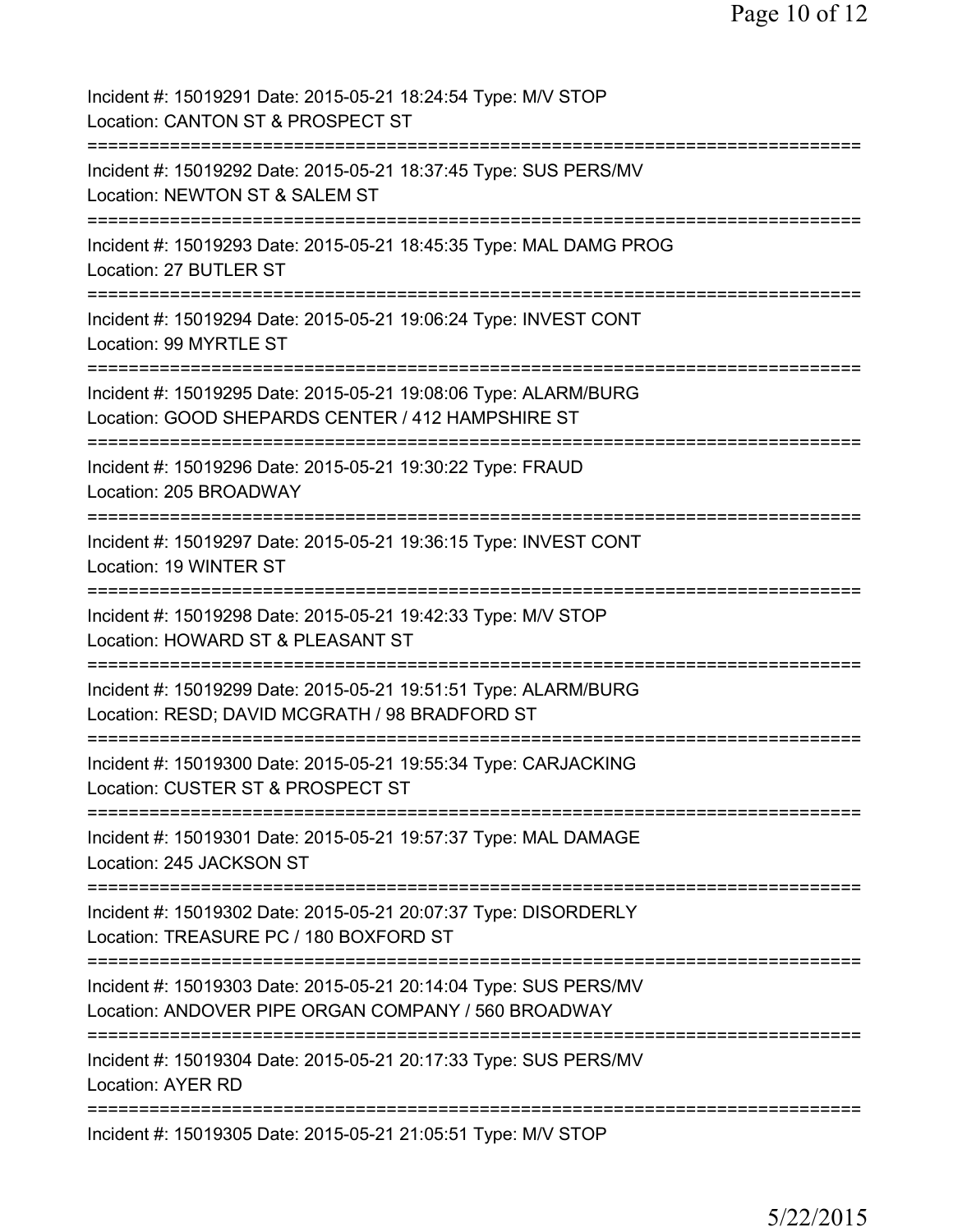Incident #: 15019291 Date: 2015-05-21 18:24:54 Type: M/V STOP
Location: CANTON ST & PROSPECT ST

===========================================================================

Incident #: 15019292 Date: 2015-05-21 18:37:45 Type: SUS PERS/MV
Location: NEWTON ST & SALEM ST

===========================================================================

Incident #: 15019293 Date: 2015-05-21 18:45:35 Type: MAL DAMG PROG
Location: 27 BUTLER ST

===========================================================================

Incident #: 15019294 Date: 2015-05-21 19:06:24 Type: INVEST CONT
Location: 99 MYRTLE ST

===========================================================================

Incident #: 15019295 Date: 2015-05-21 19:08:06 Type: ALARM/BURG
Location: GOOD SHEPARDS CENTER / 412 HAMPSHIRE ST

===========================================================================

Incident #: 15019296 Date: 2015-05-21 19:30:22 Type: FRAUD
Location: 205 BROADWAY

===========================================================================

Incident #: 15019297 Date: 2015-05-21 19:36:15 Type: INVEST CONT
Location: 19 WINTER ST

===========================================================================

Incident #: 15019298 Date: 2015-05-21 19:42:33 Type: M/V STOP
Location: HOWARD ST & PLEASANT ST

===========================================================================

Incident #: 15019299 Date: 2015-05-21 19:51:51 Type: ALARM/BURG
Location: RESD; DAVID MCGRATH / 98 BRADFORD ST

===========================================================================

Incident #: 15019300 Date: 2015-05-21 19:55:34 Type: CARJACKING
Location: CUSTER ST & PROSPECT ST

===========================================================================

Incident #: 15019301 Date: 2015-05-21 19:57:37 Type: MAL DAMAGE
Location: 245 JACKSON ST

===========================================================================

Incident #: 15019302 Date: 2015-05-21 20:07:37 Type: DISORDERLY
Location: TREASURE PC / 180 BOXFORD ST

===========================================================================

Incident #: 15019303 Date: 2015-05-21 20:14:04 Type: SUS PERS/MV
Location: ANDOVER PIPE ORGAN COMPANY / 560 BROADWAY

===========================================================================

Incident #: 15019304 Date: 2015-05-21 20:17:33 Type: SUS PERS/MV
Location: AYER RD

===========================================================================

Incident #: 15019305 Date: 2015-05-21 21:05:51 Type: M/V STOP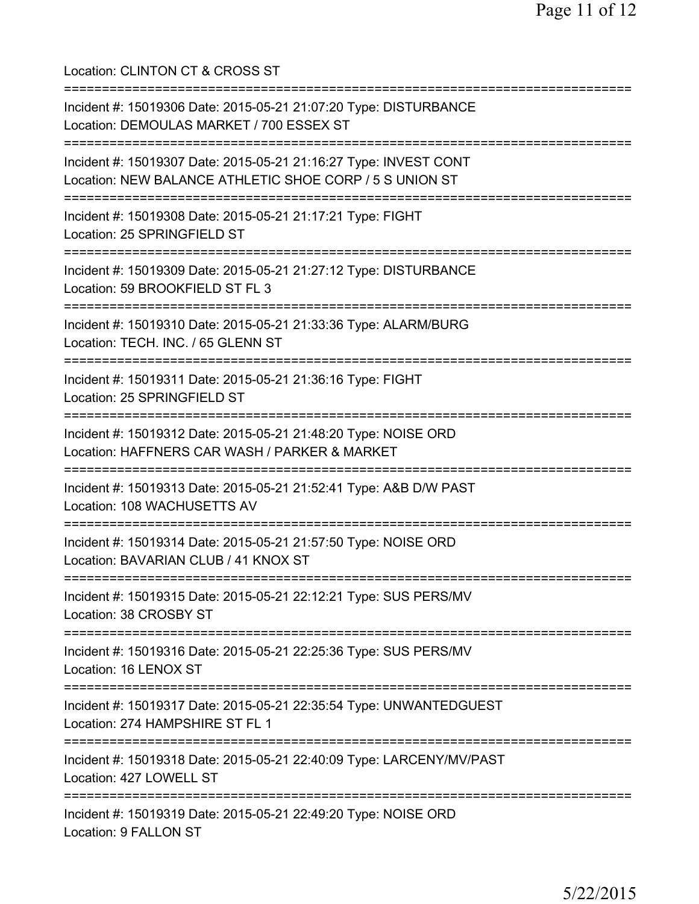Location: CLINTON CT & CROSS ST

===========================================================================

Incident #: 15019306 Date: 2015-05-21 21:07:20 Type: DISTURBANCE
Location: DEMOULAS MARKET / 700 ESSEX ST

===========================================================================

Incident #: 15019307 Date: 2015-05-21 21:16:27 Type: INVEST CONT
Location: NEW BALANCE ATHLETIC SHOE CORP / 5 S UNION ST

===========================================================================

Incident #: 15019308 Date: 2015-05-21 21:17:21 Type: FIGHT
Location: 25 SPRINGFIELD ST

===========================================================================

Incident #: 15019309 Date: 2015-05-21 21:27:12 Type: DISTURBANCE
Location: 59 BROOKFIELD ST FL 3

===========================================================================

Incident #: 15019310 Date: 2015-05-21 21:33:36 Type: ALARM/BURG
Location: TECH. INC. / 65 GLENN ST

===========================================================================

Incident #: 15019311 Date: 2015-05-21 21:36:16 Type: FIGHT
Location: 25 SPRINGFIELD ST

===========================================================================

Incident #: 15019312 Date: 2015-05-21 21:48:20 Type: NOISE ORD
Location: HAFFNERS CAR WASH / PARKER & MARKET

===========================================================================

Incident #: 15019313 Date: 2015-05-21 21:52:41 Type: A&B D/W PAST
Location: 108 WACHUSETTS AV

===========================================================================

Incident #: 15019314 Date: 2015-05-21 21:57:50 Type: NOISE ORD
Location: BAVARIAN CLUB / 41 KNOX ST

===========================================================================

Incident #: 15019315 Date: 2015-05-21 22:12:21 Type: SUS PERS/MV
Location: 38 CROSBY ST

===========================================================================

Incident #: 15019316 Date: 2015-05-21 22:25:36 Type: SUS PERS/MV
Location: 16 LENOX ST

===========================================================================

Incident #: 15019317 Date: 2015-05-21 22:35:54 Type: UNWANTEDGUEST
Location: 274 HAMPSHIRE ST FL 1

===========================================================================

Incident #: 15019318 Date: 2015-05-21 22:40:09 Type: LARCENY/MV/PAST
Location: 427 LOWELL ST

===========================================================================

Incident #: 15019319 Date: 2015-05-21 22:49:20 Type: NOISE ORD
Location: 9 FALLON ST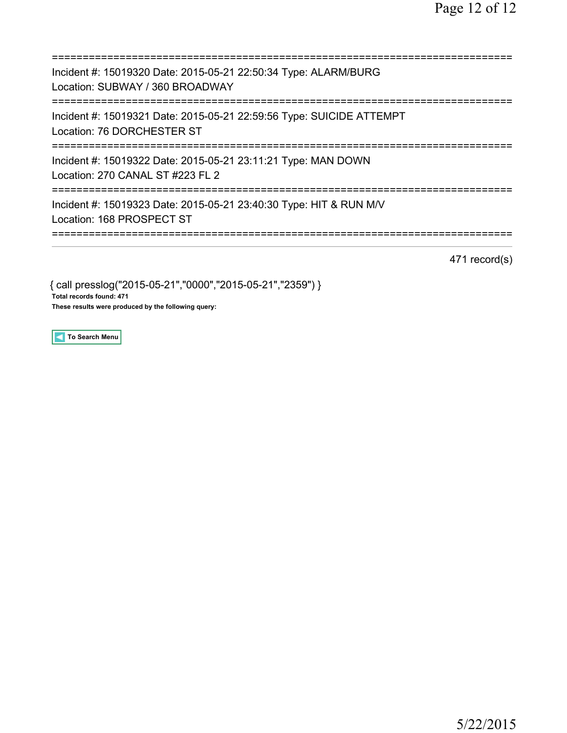===========================================================================

Incident #: 15019320 Date: 2015-05-21 22:50:34 Type: ALARM/BURG

Location: SUBWAY / 360 BROADWAY

===========================================================================

Incident #: 15019321 Date: 2015-05-21 22:59:56 Type: SUICIDE ATTEMPT

Location: 76 DORCHESTER ST

===========================================================================

Incident #: 15019322 Date: 2015-05-21 23:11:21 Type: MAN DOWN

Location: 270 CANAL ST #223 FL 2

===========================================================================

Incident #: 15019323 Date: 2015-05-21 23:40:30 Type: HIT & RUN M/V

Location: 168 PROSPECT ST

===========================================================================

471 record(s)

{ call presslog("2015-05-21","0000","2015-05-21","2359") }

**Total records found: 471**

**These results were produced by the following query:**

To Search Menu